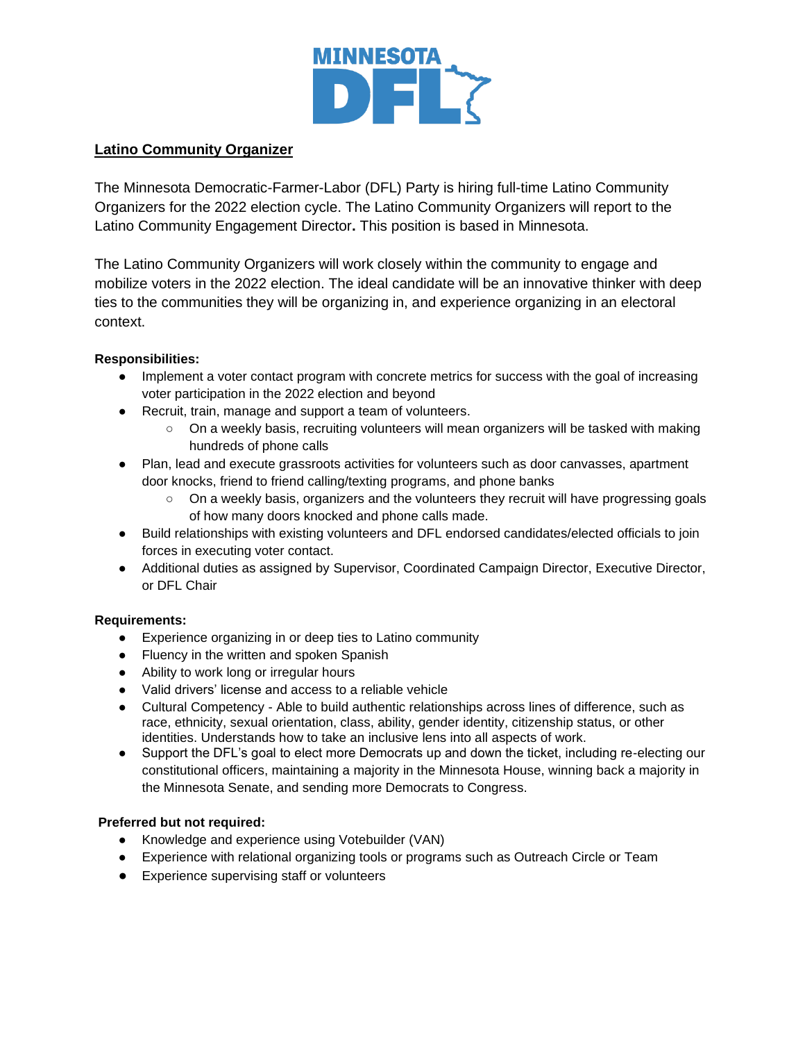MINNESOTA DFL

**Latino Community Organizer**

The Minnesota Democratic-Farmer-Labor (DFL) Party is hiring full-time Latino Community Organizers for the 2022 election cycle. The Latino Community Organizers will report to the Latino Community Engagement Director**.** This position is based in Minnesota.

The Latino Community Organizers will work closely within the community to engage and mobilize voters in the 2022 election. The ideal candidate will be an innovative thinker with deep ties to the communities they will be organizing in, and experience organizing in an electoral context.

**Responsibilities:**

- Implement a voter contact program with concrete metrics for success with the goal of increasing voter participation in the 2022 election and beyond
- Recruit, train, manage and support a team of volunteers.
  - On a weekly basis, recruiting volunteers will mean organizers will be tasked with making hundreds of phone calls
- Plan, lead and execute grassroots activities for volunteers such as door canvasses, apartment door knocks, friend to friend calling/texting programs, and phone banks
  - On a weekly basis, organizers and the volunteers they recruit will have progressing goals of how many doors knocked and phone calls made.
- Build relationships with existing volunteers and DFL endorsed candidates/elected officials to join forces in executing voter contact.
- Additional duties as assigned by Supervisor, Coordinated Campaign Director, Executive Director, or DFL Chair

**Requirements:**

- Experience organizing in or deep ties to Latino community
- Fluency in the written and spoken Spanish
- Ability to work long or irregular hours
- Valid drivers' license and access to a reliable vehicle
- Cultural Competency - Able to build authentic relationships across lines of difference, such as race, ethnicity, sexual orientation, class, ability, gender identity, citizenship status, or other identities. Understands how to take an inclusive lens into all aspects of work.
- Support the DFL's goal to elect more Democrats up and down the ticket, including re-electing our constitutional officers, maintaining a majority in the Minnesota House, winning back a majority in the Minnesota Senate, and sending more Democrats to Congress.

**Preferred but not required:**

- Knowledge and experience using Votebuilder (VAN)
- Experience with relational organizing tools or programs such as Outreach Circle or Team
- Experience supervising staff or volunteers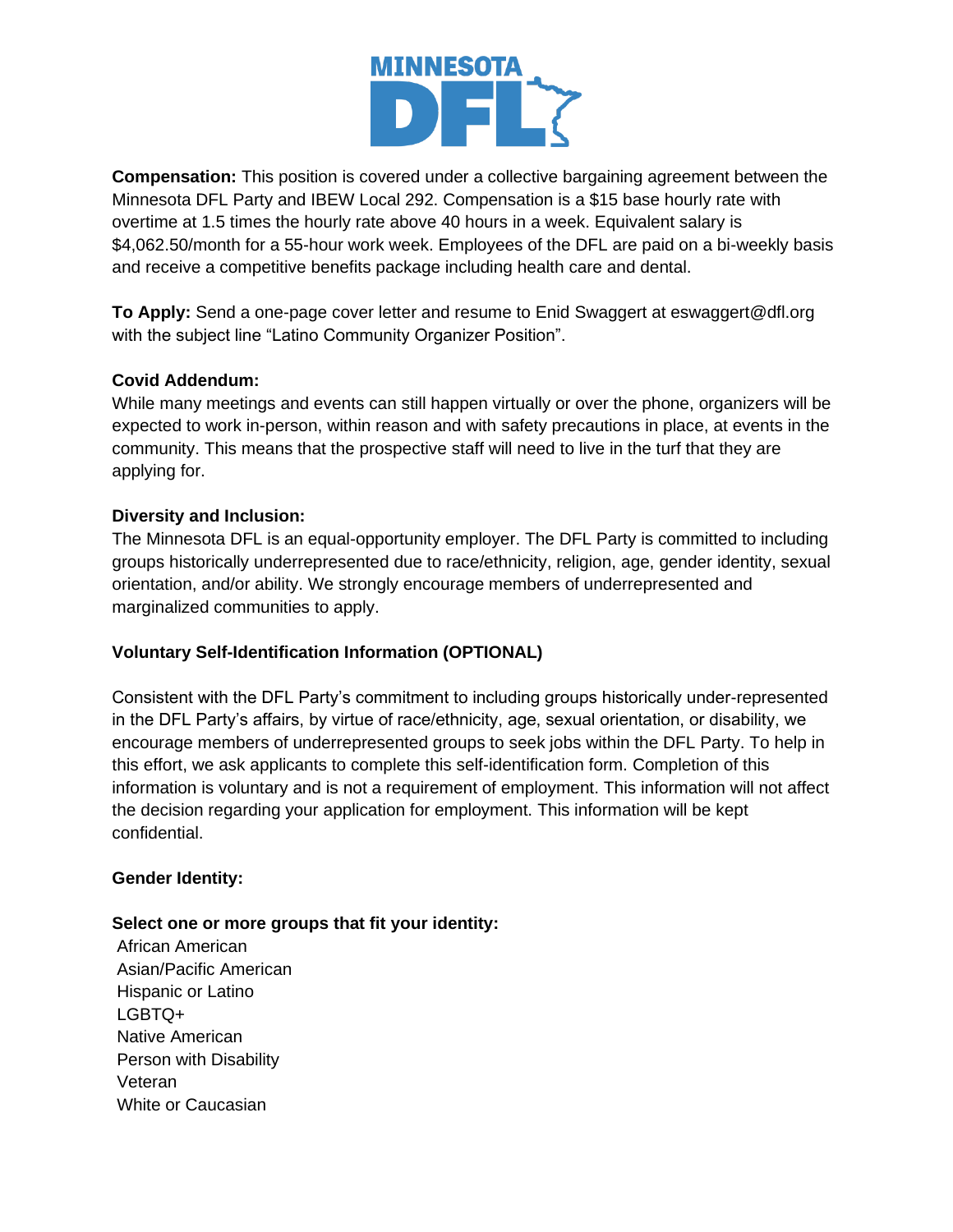**Compensation:** This position is covered under a collective bargaining agreement between the Minnesota DFL Party and IBEW Local 292. Compensation is a $15 base hourly rate with overtime at 1.5 times the hourly rate above 40 hours in a week. Equivalent salary is $4,062.50/month for a 55-hour work week. Employees of the DFL are paid on a bi-weekly basis and receive a competitive benefits package including health care and dental.

**To Apply:** Send a one-page cover letter and resume to Enid Swaggert at eswaggert@dfl.org with the subject line "Latino Community Organizer Position".

**Covid Addendum:**
While many meetings and events can still happen virtually or over the phone, organizers will be expected to work in-person, within reason and with safety precautions in place, at events in the community. This means that the prospective staff will need to live in the turf that they are applying for.

**Diversity and Inclusion:**
The Minnesota DFL is an equal-opportunity employer. The DFL Party is committed to including groups historically underrepresented due to race/ethnicity, religion, age, gender identity, sexual orientation, and/or ability. We strongly encourage members of underrepresented and marginalized communities to apply.

**Voluntary Self-Identification Information (OPTIONAL)**

Consistent with the DFL Party's commitment to including groups historically under-represented in the DFL Party's affairs, by virtue of race/ethnicity, age, sexual orientation, or disability, we encourage members of underrepresented groups to seek jobs within the DFL Party. To help in this effort, we ask applicants to complete this self-identification form. Completion of this information is voluntary and is not a requirement of employment. This information will not affect the decision regarding your application for employment. This information will be kept confidential.

**Gender Identity:**

**Select one or more groups that fit your identity:**

African American
Asian/Pacific American
Hispanic or Latino
LGBTQ+
Native American
Person with Disability
Veteran
White or Caucasian